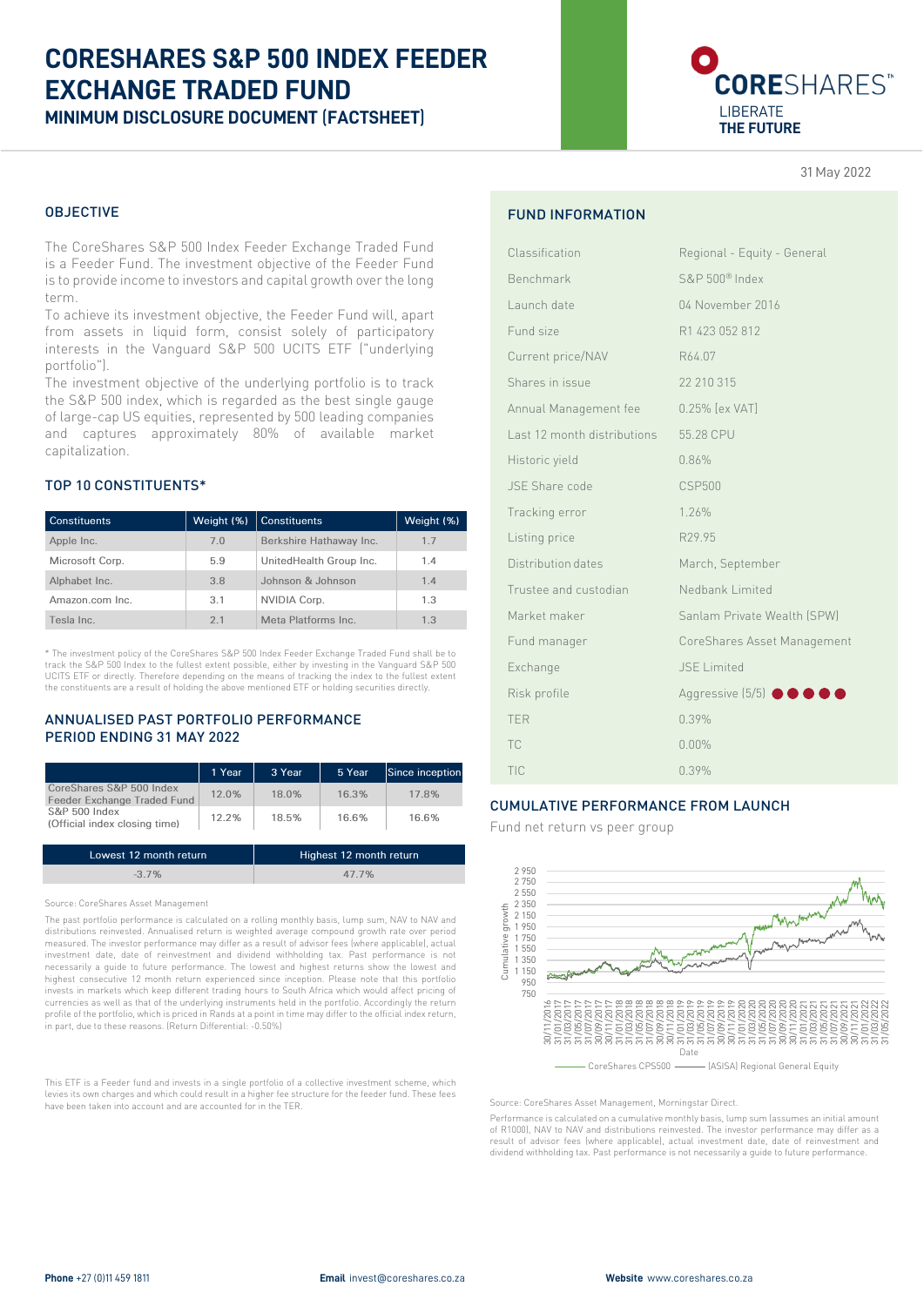# CORESHARES S&P 500 INDEX FEEDER EXCHANGE TRADED FUND

## MINIMUM DISCLOSURE DOCUMENT (FACTSHEET)

CORESHARES™
LIBERATE
**THE FUTURE**

31 May 2022

## OBJECTIVE

The CoreShares S&P 500 Index Feeder Exchange Traded Fund is a Feeder Fund. The investment objective of the Feeder Fund is to provide income to investors and capital growth over the long term.

To achieve its investment objective, the Feeder Fund will, apart from assets in liquid form, consist solely of participatory interests in the Vanguard S&P 500 UCITS ETF ("underlying portfolio").

The investment objective of the underlying portfolio is to track the S&P 500 index, which is regarded as the best single gauge of large-cap US equities, represented by 500 leading companies and captures approximately 80% of available market capitalization.

## TOP 10 CONSTITUENTS*

| Constituents | Weight (%) | Constituents | Weight (%) |
|---|---|---|---|
| Apple Inc. | 7.0 | Berkshire Hathaway Inc. | 1.7 |
| Microsoft Corp. | 5.9 | UnitedHealth Group Inc. | 1.4 |
| Alphabet Inc. | 3.8 | Johnson & Johnson | 1.4 |
| Amazon.com Inc. | 3.1 | NVIDIA Corp. | 1.3 |
| Tesla Inc. | 2.1 | Meta Platforms Inc. | 1.3 |

* The investment policy of the CoreShares S&P 500 Index Feeder Exchange Traded Fund shall be to track the S&P 500 Index to the fullest extent possible, either by investing in the Vanguard S&P 500 UCITS ETF or directly. Therefore depending on the means of tracking the index to the fullest extent the constituents are a result of holding the above mentioned ETF or holding securities directly.

## ANNUALISED PAST PORTFOLIO PERFORMANCE PERIOD ENDING 31 MAY 2022

| | 1 Year | 3 Year | 5 Year | Since inception |
|---|---|---|---|---|
| CoreShares S&P 500 Index Feeder Exchange Traded Fund | 12.0% | 18.0% | 16.3% | 17.8% |
| S&P 500 Index (Official index closing time) | 12.2% | 18.5% | 16.6% | 16.6% |

| Lowest 12 month return | Highest 12 month return |
|---|---|
| -3.7% | 47.7% |

Source: CoreShares Asset Management

The past portfolio performance is calculated on a rolling monthly basis, lump sum, NAV to NAV and distributions reinvested. Annualised return is weighted average compound growth rate over period measured. The investor performance may differ as a result of advisor fees (where applicable), actual investment date, date of reinvestment and dividend withholding tax. Past performance is not necessarily a guide to future performance. The lowest and highest returns show the lowest and highest consecutive 12 month return experienced since inception. Please note that this portfolio invests in markets which keep different trading hours to South Africa which would affect pricing of currencies as well as that of the underlying instruments held in the portfolio. Accordingly the return profile of the portfolio, which is priced in Rands at a point in time may differ to the official index return, in part, due to these reasons. (Return Differential: -0.50%)

This ETF is a Feeder fund and invests in a single portfolio of a collective investment scheme, which levies its own charges and which could result in a higher fee structure for the feeder fund. These fees have been taken into account and are accounted for in the TER.

## FUND INFORMATION

| | |
|---|---|
| Classification | Regional - Equity - General |
| Benchmark | S&P 500® Index |
| Launch date | 04 November 2016 |
| Fund size | R1 423 052 812 |
| Current price/NAV | R64.07 |
| Shares in issue | 22 210 315 |
| Annual Management fee | 0.25% (ex VAT) |
| Last 12 month distributions | 55.28 CPU |
| Historic yield | 0.86% |
| JSE Share code | CSP500 |
| Tracking error | 1.26% |
| Listing price | R29.95 |
| Distribution dates | March, September |
| Trustee and custodian | Nedbank Limited |
| Market maker | Sanlam Private Wealth (SPW) |
| Fund manager | CoreShares Asset Management |
| Exchange | JSE Limited |
| Risk profile | Aggressive (5/5) ●●●●● |
| TER | 0.39% |
| TC | 0.00% |
| TIC | 0.39% |

## CUMULATIVE PERFORMANCE FROM LAUNCH

Fund net return vs peer group

CoreShares CPS500 — (ASISA) Regional General Equity

Source: CoreShares Asset Management, Morningstar Direct.

Performance is calculated on a cumulative monthly basis, lump sum (assumes an initial amount of R1000), NAV to NAV and distributions reinvested. The investor performance may differ as a result of advisor fees (where applicable), actual investment date, date of reinvestment and dividend withholding tax. Past performance is not necessarily a guide to future performance.

**Phone** +27 (0)11 459 1811 **Email** invest@coreshares.co.za **Website** www.coreshares.co.za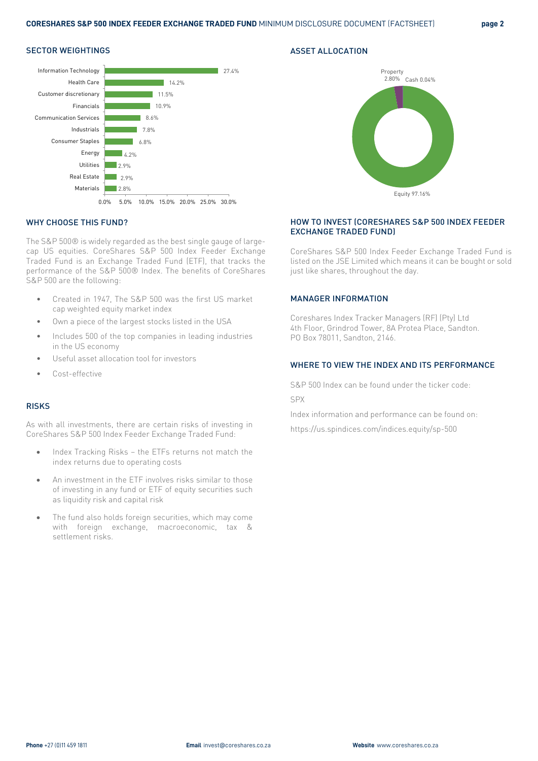## SECTOR WEIGHTINGS

| Sector | Weight |
|---|---|
| Information Technology | 27.4% |
| Health Care | 14.2% |
| Customer discretionary | 11.5% |
| Financials | 10.9% |
| Communication Services | 8.6% |
| Industrials | 7.8% |
| Consumer Staples | 6.8% |
| Energy | 4.2% |
| Utilities | 2.9% |
| Real Estate | 2.9% |
| Materials | 2.8% |

## ASSET ALLOCATION

| Asset | Allocation |
|---|---|
| Equity | 97.16% |
| Property | 2.80% |
| Cash | 0.04% |

## WHY CHOOSE THIS FUND?

The S&P 500® is widely regarded as the best single gauge of large-cap US equities. CoreShares S&P 500 Index Feeder Exchange Traded Fund is an Exchange Traded Fund (ETF), that tracks the performance of the S&P 500® Index. The benefits of CoreShares S&P 500 are the following:

- Created in 1947, The S&P 500 was the first US market cap weighted equity market index
- Own a piece of the largest stocks listed in the USA
- Includes 500 of the top companies in leading industries in the US economy
- Useful asset allocation tool for investors
- Cost-effective

## RISKS

As with all investments, there are certain risks of investing in CoreShares S&P 500 Index Feeder Exchange Traded Fund:

- Index Tracking Risks – the ETFs returns not match the index returns due to operating costs
- An investment in the ETF involves risks similar to those of investing in any fund or ETF of equity securities such as liquidity risk and capital risk
- The fund also holds foreign securities, which may come with foreign exchange, macroeconomic, tax & settlement risks.

## HOW TO INVEST (CORESHARES S&P 500 INDEX FEEDER EXCHANGE TRADED FUND)

CoreShares S&P 500 Index Feeder Exchange Traded Fund is listed on the JSE Limited which means it can be bought or sold just like shares, throughout the day.

## MANAGER INFORMATION

Coreshares Index Tracker Managers (RF) (Pty) Ltd
4th Floor, Grindrod Tower, 8A Protea Place, Sandton.
PO Box 78011, Sandton, 2146.

## WHERE TO VIEW THE INDEX AND ITS PERFORMANCE

S&P 500 Index can be found under the ticker code:

SPX

Index information and performance can be found on:

https://us.spindices.com/indices.equity/sp-500

**Phone** +27 (0)11 459 1811 **Email** invest@coreshares.co.za **Website** www.coreshares.co.za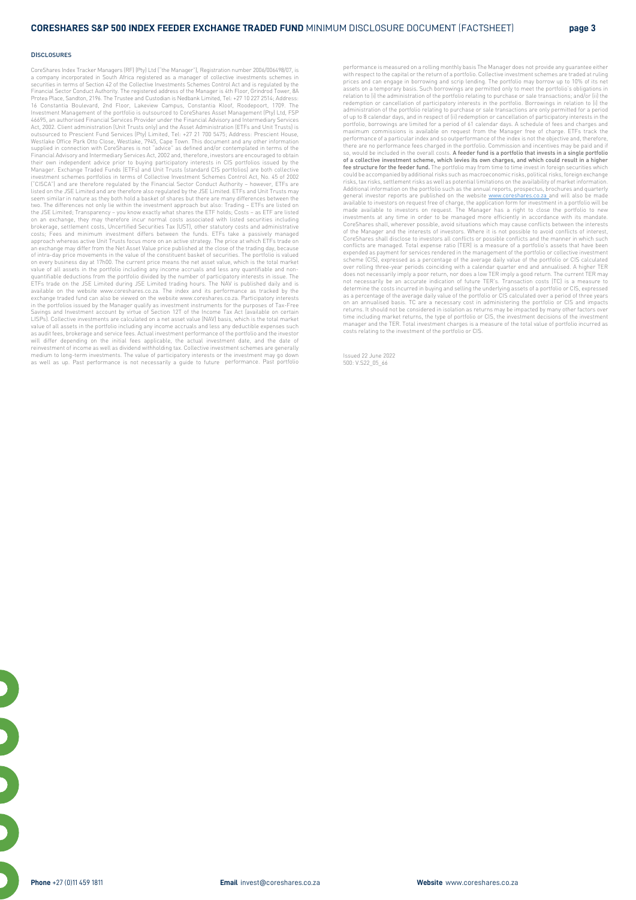## DISCLOSURES

CoreShares Index Tracker Managers (RF) (Pty) Ltd ("the Manager"), Registration number 2006/006498/07, is a company incorporated in South Africa registered as a manager of collective investments schemes in securities in terms of Section 42 of the Collective Investments Schemes Control Act and is regulated by the Financial Sector Conduct Authority. The registered address of the Manager is 4th Floor, Grindrod Tower, 8A Protea Place, Sandton, 2196. The Trustee and Custodian is Nedbank Limited, Tel: +27 10 227 2514; Address: 16 Constantia Boulevard, 2nd Floor, Lakeview Campus, Constantia Kloof, Roodepoort, 1709. The Investment Management of the portfolio is outsourced to CoreShares Asset Management (Pty) Ltd, FSP 46695, an authorised Financial Services Provider under the Financial Advisory and Intermediary Services Act, 2002. Client administration (Unit Trusts only) and the Asset Administration (ETFs and Unit Trusts) is outsourced to Prescient Fund Services (Pty) Limited, Tel: +27 21 700 5475; Address: Prescient House, Westlake Office Park Otto Close, Westlake, 7945, Cape Town. This document and any other information supplied in connection with CoreShares is not "advice" as defined and/or contemplated in terms of the Financial Advisory and Intermediary Services Act, 2002 and, therefore, investors are encouraged to obtain their own independent advice prior to buying participatory interests in CIS portfolios issued by the Manager. Exchange Traded Funds (ETFs) and Unit Trusts (standard CIS portfolios) are both collective investment schemes portfolios in terms of Collective Investment Schemes Control Act, No. 45 of 2002 ("CISCA") and are therefore regulated by the Financial Sector Conduct Authority – however, ETFs are listed on the JSE Limited and are therefore also regulated by the JSE Limited. ETFs and Unit Trusts may seem similar in nature as they both hold a basket of shares but there are many differences between the two. The differences not only lie within the investment approach but also: Trading – ETFs are listed on the JSE Limited; Transparency – you know exactly what shares the ETF holds; Costs – as ETF are listed on an exchange, they may therefore incur normal costs associated with listed securities including brokerage, settlement costs, Uncertified Securities Tax (UST), other statutory costs and administrative costs; Fees and minimum investment differs between the funds. ETFs take a passively managed approach whereas active Unit Trusts focus more on an active strategy. The price at which ETFs trade on an exchange may differ from the Net Asset Value price published at the close of the trading day, because of intra-day price movements in the value of the constituent basket of securities. The portfolio is valued on every business day at 17h00. The current price means the net asset value, which is the total market value of all assets in the portfolio including any income accruals and less any quantifiable and non-quantifiable deductions from the portfolio divided by the number of participatory interests in issue. The ETFs trade on the JSE Limited during JSE Limited trading hours. The NAV is published daily and is available on the website www.coreshares.co.za. The index and its performance as tracked by the exchange traded fund can also be viewed on the website www.coreshares.co.za. Participatory interests in the portfolios issued by the Manager qualify as investment instruments for the purposes of Tax-Free Savings and Investment account by virtue of Section 12T of the Income Tax Act (available on certain LISPs). Collective investments are calculated on a net asset value (NAV) basis, which is the total market value of all assets in the portfolio including any income accruals and less any deductible expenses such as audit fees, brokerage and service fees. Actual investment performance of the portfolio and the investor will differ depending on the initial fees applicable, the actual investment date, and the date of reinvestment of income as well as dividend withholding tax. Collective investment schemes are generally medium to long-term investments. The value of participatory interests or the investment may go down as well as up. Past performance is not necessarily a guide to future performance. Past portfolio performance is measured on a rolling monthly basis The Manager does not provide any guarantee either with respect to the capital or the return of a portfolio. Collective investment schemes are traded at ruling prices and can engage in borrowing and scrip lending. The portfolio may borrow up to 10% of its net assets on a temporary basis. Such borrowings are permitted only to meet the portfolio's obligations in relation to (i) the administration of the portfolio relating to purchase or sale transactions; and/or (ii) the redemption or cancellation of participatory interests in the portfolio. Borrowings in relation to (i) the administration of the portfolio relating to purchase or sale transactions are only permitted for a period of up to 8 calendar days, and in respect of (ii) redemption or cancellation of participatory interests in the portfolio, borrowings are limited for a period of 61 calendar days. A schedule of fees and charges and maximum commissions is available on request from the Manager free of charge. ETFs track the performance of a particular index and so outperformance of the index is not the objective and, therefore, there are no performance fees charged in the portfolio. Commission and incentives may be paid and if so, would be included in the overall costs. **A feeder fund is a portfolio that invests in a single portfolio of a collective investment scheme, which levies its own charges, and which could result in a higher fee structure for the feeder fund.** The portfolio may from time to time invest in foreign securities which could be accompanied by additional risks such as macroeconomic risks, political risks, foreign exchange risks, tax risks, settlement risks as well as potential limitations on the availability of market information. Additional information on the portfolio such as the annual reports, prospectus, brochures and quarterly general investor reports are published on the website www.coreshares.co.za and will also be made available to investors on request free of charge, the application form for investment in a portfolio will be made available to investors on request. The Manager has a right to close the portfolio to new investments at any time in order to be managed more efficiently in accordance with its mandate. CoreShares shall, wherever possible, avoid situations which may cause conflicts between the interests of the Manager and the interests of investors. Where it is not possible to avoid conflicts of interest, CoreShares shall disclose to investors all conflicts or possible conflicts and the manner in which such conflicts are managed. Total expense ratio (TER) is a measure of a portfolio's assets that have been expended as payment for services rendered in the management of the portfolio or collective investment scheme (CIS), expressed as a percentage of the average daily value of the portfolio or CIS calculated over rolling three-year periods coinciding with a calendar quarter end and annualised. A higher TER does not necessarily imply a poor return, nor does a low TER imply a good return. The current TER may not necessarily be an accurate indication of future TER's. Transaction costs (TC) is a measure to determine the costs incurred in buying and selling the underlying assets of a portfolio or CIS, expressed as a percentage of the average daily value of the portfolio or CIS calculated over a period of three years on an annualised basis. TC are a necessary cost in administering the portfolio or CIS and impacts returns. It should not be considered in isolation as returns may be impacted by many other factors over time including market returns, the type of portfolio or CIS, the investment decisions of the investment manager and the TER. Total investment charges is a measure of the total value of portfolio incurred as costs relating to the investment of the portfolio or CIS.

Issued 22 June 2022
500: V.S22_05_66

**Phone** +27 (0)11 459 1811 **Email** invest@coreshares.co.za **Website** www.coreshares.co.za